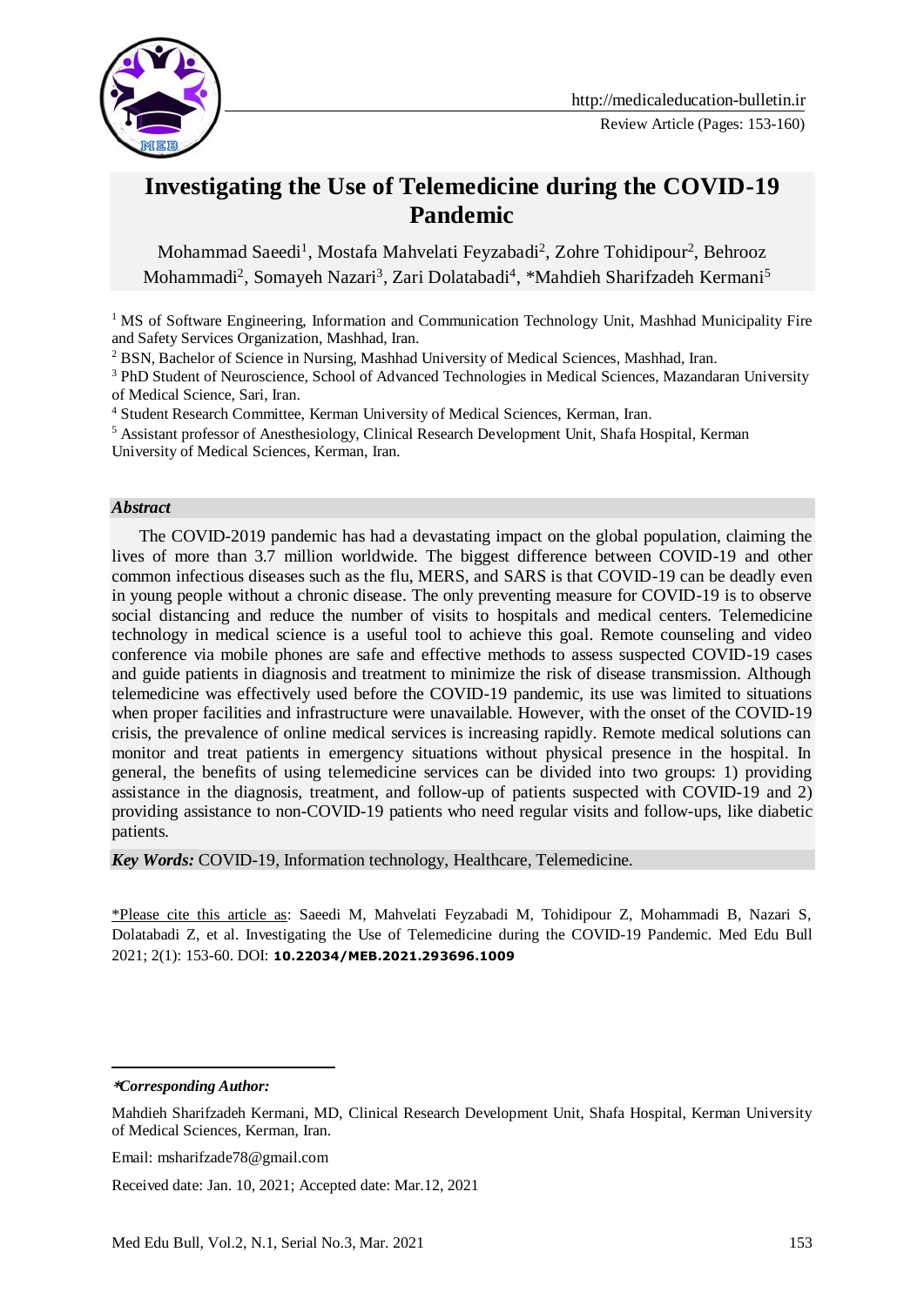Review Article (Pages: 153-160)

# Investigating the Use of Telemedicine during the COVID-19 Pandemic

Mohammad Saeedi[1], Mostafa Mahvelati Feyzabadi[2], Zohre Tohidipour[2], Behrooz Mohammadi[2], Somayeh Nazari[3], Zari Dolatabadi[4], *Mahdieh Sharifzadeh Kermani[5]

[1] MS of Software Engineering, Information and Communication Technology Unit, Mashhad Municipality Fire and Safety Services Organization, Mashhad, Iran.

[2] BSN, Bachelor of Science in Nursing, Mashhad University of Medical Sciences, Mashhad, Iran.

[3] PhD Student of Neuroscience, School of Advanced Technologies in Medical Sciences, Mazandaran University of Medical Science, Sari, Iran.

[4] Student Research Committee, Kerman University of Medical Sciences, Kerman, Iran.

[5] Assistant professor of Anesthesiology, Clinical Research Development Unit, Shafa Hospital, Kerman University of Medical Sciences, Kerman, Iran.

### *Abstract*

The COVID-2019 pandemic has had a devastating impact on the global population, claiming the lives of more than 3.7 million worldwide. The biggest difference between COVID-19 and other common infectious diseases such as the flu, MERS, and SARS is that COVID-19 can be deadly even in young people without a chronic disease. The only preventing measure for COVID-19 is to observe social distancing and reduce the number of visits to hospitals and medical centers. Telemedicine technology in medical science is a useful tool to achieve this goal. Remote counseling and video conference via mobile phones are safe and effective methods to assess suspected COVID-19 cases and guide patients in diagnosis and treatment to minimize the risk of disease transmission. Although telemedicine was effectively used before the COVID-19 pandemic, its use was limited to situations when proper facilities and infrastructure were unavailable. However, with the onset of the COVID-19 crisis, the prevalence of online medical services is increasing rapidly. Remote medical solutions can monitor and treat patients in emergency situations without physical presence in the hospital. In general, the benefits of using telemedicine services can be divided into two groups: 1) providing assistance in the diagnosis, treatment, and follow-up of patients suspected with COVID-19 and 2) providing assistance to non-COVID-19 patients who need regular visits and follow-ups, like diabetic patients.

***Key Words:*** COVID-19, Information technology, Healthcare, Telemedicine.

*Please cite this article as: Saeedi M, Mahvelati Feyzabadi M, Tohidipour Z, Mohammadi B, Nazari S, Dolatabadi Z, et al. Investigating the Use of Telemedicine during the COVID-19 Pandemic. Med Edu Bull 2021; 2(1): 153-60. DOI: **10.22034/MEB.2021.293696.1009**

---

***Corresponding Author:*

Mahdieh Sharifzadeh Kermani, MD, Clinical Research Development Unit, Shafa Hospital, Kerman University of Medical Sciences, Kerman, Iran.

Email: msharifzade78@gmail.com

Received date: Jan. 10, 2021; Accepted date: Mar.12, 2021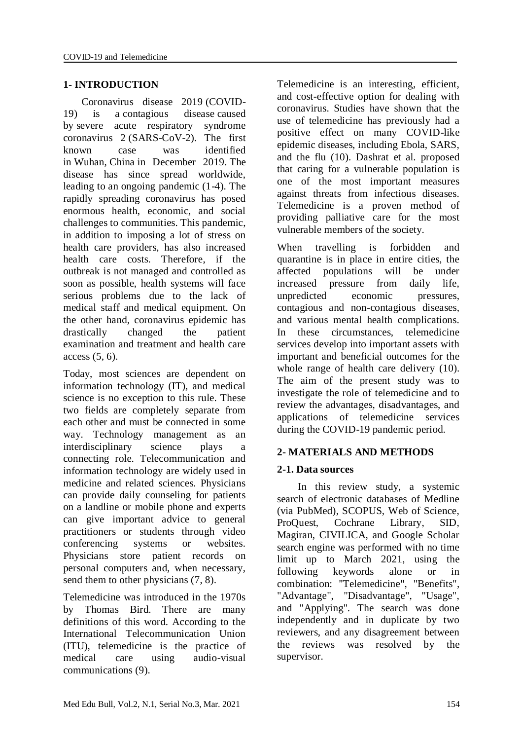## 1- INTRODUCTION

Coronavirus disease 2019 (COVID-19) is a contagious disease caused by severe acute respiratory syndrome coronavirus 2 (SARS-CoV-2). The first known case was identified in Wuhan, China in December 2019. The disease has since spread worldwide, leading to an ongoing pandemic (1-4). The rapidly spreading coronavirus has posed enormous health, economic, and social challenges to communities. This pandemic, in addition to imposing a lot of stress on health care providers, has also increased health care costs. Therefore, if the outbreak is not managed and controlled as soon as possible, health systems will face serious problems due to the lack of medical staff and medical equipment. On the other hand, coronavirus epidemic has drastically changed the patient examination and treatment and health care access (5, 6).

Today, most sciences are dependent on information technology (IT), and medical science is no exception to this rule. These two fields are completely separate from each other and must be connected in some way. Technology management as an interdisciplinary science plays a connecting role. Telecommunication and information technology are widely used in medicine and related sciences. Physicians can provide daily counseling for patients on a landline or mobile phone and experts can give important advice to general practitioners or students through video conferencing systems or websites. Physicians store patient records on personal computers and, when necessary, send them to other physicians (7, 8).

Telemedicine was introduced in the 1970s by Thomas Bird. There are many definitions of this word. According to the International Telecommunication Union (ITU), telemedicine is the practice of medical care using audio-visual communications (9).

Telemedicine is an interesting, efficient, and cost-effective option for dealing with coronavirus. Studies have shown that the use of telemedicine has previously had a positive effect on many COVID-like epidemic diseases, including Ebola, SARS, and the flu (10). Dashrat et al. proposed that caring for a vulnerable population is one of the most important measures against threats from infectious diseases. Telemedicine is a proven method of providing palliative care for the most vulnerable members of the society.

When travelling is forbidden and quarantine is in place in entire cities, the affected populations will be under increased pressure from daily life, unpredicted economic pressures, contagious and non-contagious diseases, and various mental health complications. In these circumstances, telemedicine services develop into important assets with important and beneficial outcomes for the whole range of health care delivery (10). The aim of the present study was to investigate the role of telemedicine and to review the advantages, disadvantages, and applications of telemedicine services during the COVID-19 pandemic period.

## 2- MATERIALS AND METHODS

### 2-1. Data sources

In this review study, a systemic search of electronic databases of Medline (via PubMed), SCOPUS, Web of Science, ProQuest, Cochrane Library, SID, Magiran, CIVILICA, and Google Scholar search engine was performed with no time limit up to March 2021, using the following keywords alone or in combination: "Telemedicine", "Benefits", "Advantage", "Disadvantage", "Usage", and "Applying". The search was done independently and in duplicate by two reviewers, and any disagreement between the reviews was resolved by the supervisor.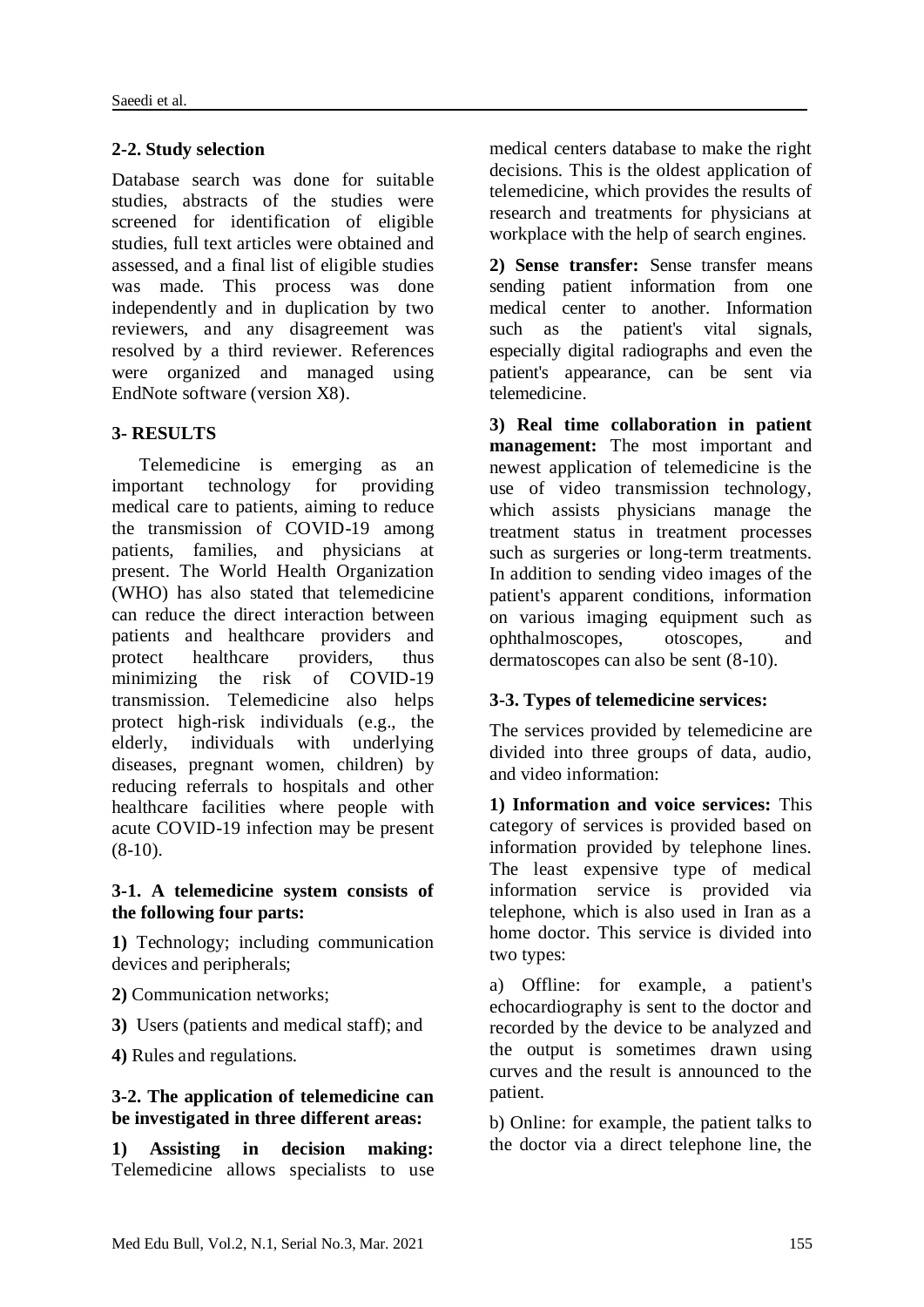### 2-2. Study selection

Database search was done for suitable studies, abstracts of the studies were screened for identification of eligible studies, full text articles were obtained and assessed, and a final list of eligible studies was made. This process was done independently and in duplication by two reviewers, and any disagreement was resolved by a third reviewer. References were organized and managed using EndNote software (version X8).

## 3- RESULTS

Telemedicine is emerging as an important technology for providing medical care to patients, aiming to reduce the transmission of COVID-19 among patients, families, and physicians at present. The World Health Organization (WHO) has also stated that telemedicine can reduce the direct interaction between patients and healthcare providers and protect healthcare providers, thus minimizing the risk of COVID-19 transmission. Telemedicine also helps protect high-risk individuals (e.g., the elderly, individuals with underlying diseases, pregnant women, children) by reducing referrals to hospitals and other healthcare facilities where people with acute COVID-19 infection may be present (8-10).

### 3-1. A telemedicine system consists of the following four parts:

**1)** Technology; including communication devices and peripherals;

**2)** Communication networks;

**3)** Users (patients and medical staff); and

**4)** Rules and regulations.

### 3-2. The application of telemedicine can be investigated in three different areas:

**1) Assisting in decision making:** Telemedicine allows specialists to use medical centers database to make the right decisions. This is the oldest application of telemedicine, which provides the results of research and treatments for physicians at workplace with the help of search engines.

**2) Sense transfer:** Sense transfer means sending patient information from one medical center to another. Information such as the patient's vital signals, especially digital radiographs and even the patient's appearance, can be sent via telemedicine.

**3) Real time collaboration in patient management:** The most important and newest application of telemedicine is the use of video transmission technology, which assists physicians manage the treatment status in treatment processes such as surgeries or long-term treatments. In addition to sending video images of the patient's apparent conditions, information on various imaging equipment such as ophthalmoscopes, otoscopes, and dermatoscopes can also be sent (8-10).

### 3-3. Types of telemedicine services:

The services provided by telemedicine are divided into three groups of data, audio, and video information:

**1) Information and voice services:** This category of services is provided based on information provided by telephone lines. The least expensive type of medical information service is provided via telephone, which is also used in Iran as a home doctor. This service is divided into two types:

a) Offline: for example, a patient's echocardiography is sent to the doctor and recorded by the device to be analyzed and the output is sometimes drawn using curves and the result is announced to the patient.

b) Online: for example, the patient talks to the doctor via a direct telephone line, the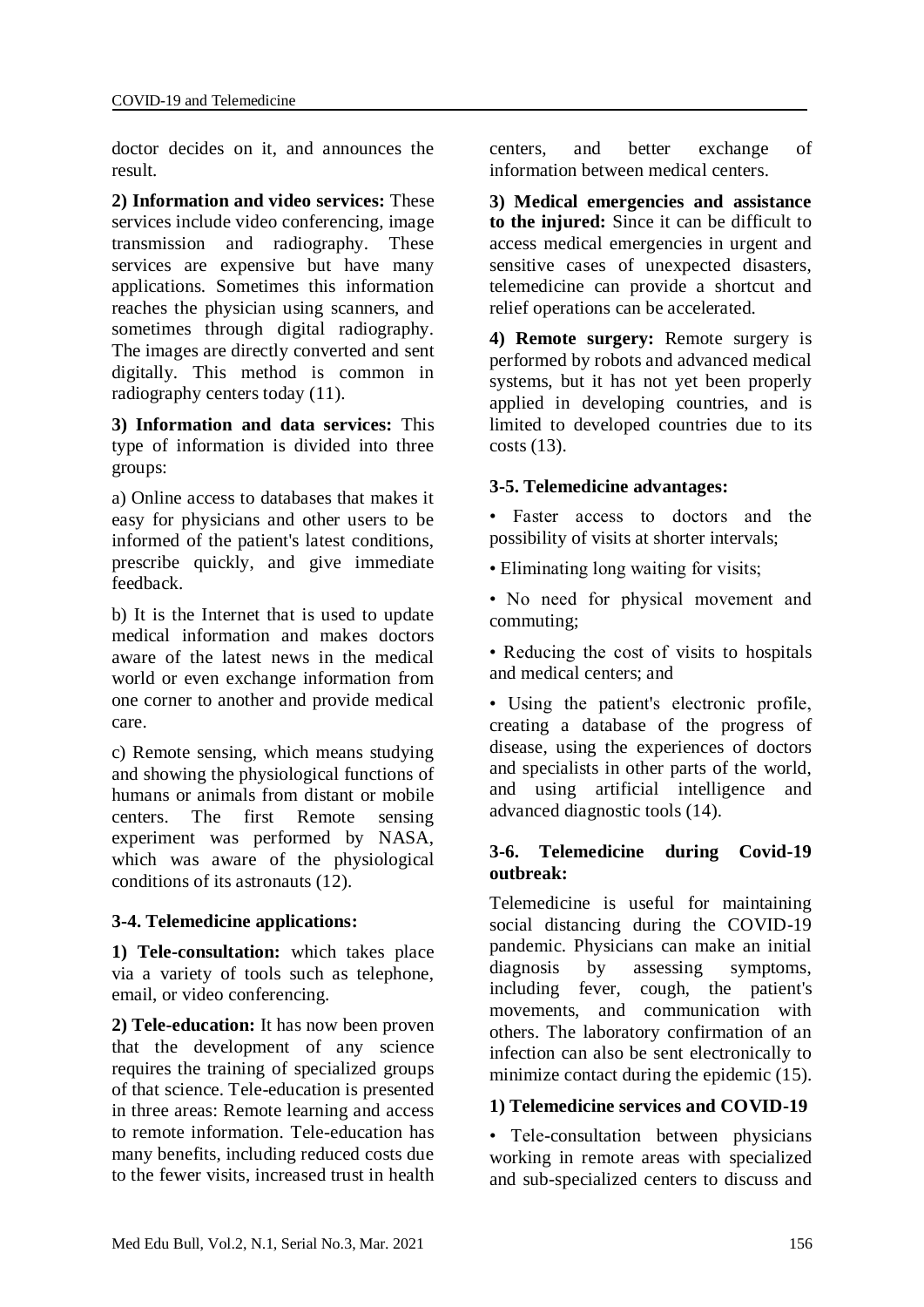doctor decides on it, and announces the result.

**2) Information and video services:** These services include video conferencing, image transmission and radiography. These services are expensive but have many applications. Sometimes this information reaches the physician using scanners, and sometimes through digital radiography. The images are directly converted and sent digitally. This method is common in radiography centers today (11).

**3) Information and data services:** This type of information is divided into three groups:

a) Online access to databases that makes it easy for physicians and other users to be informed of the patient's latest conditions, prescribe quickly, and give immediate feedback.

b) It is the Internet that is used to update medical information and makes doctors aware of the latest news in the medical world or even exchange information from one corner to another and provide medical care.

c) Remote sensing, which means studying and showing the physiological functions of humans or animals from distant or mobile centers. The first Remote sensing experiment was performed by NASA, which was aware of the physiological conditions of its astronauts (12).

### 3-4. Telemedicine applications:

**1) Tele-consultation:** which takes place via a variety of tools such as telephone, email, or video conferencing.

**2) Tele-education:** It has now been proven that the development of any science requires the training of specialized groups of that science. Tele-education is presented in three areas: Remote learning and access to remote information. Tele-education has many benefits, including reduced costs due to the fewer visits, increased trust in health centers, and better exchange of information between medical centers.

**3) Medical emergencies and assistance to the injured:** Since it can be difficult to access medical emergencies in urgent and sensitive cases of unexpected disasters, telemedicine can provide a shortcut and relief operations can be accelerated.

**4) Remote surgery:** Remote surgery is performed by robots and advanced medical systems, but it has not yet been properly applied in developing countries, and is limited to developed countries due to its costs (13).

### 3-5. Telemedicine advantages:

- Faster access to doctors and the possibility of visits at shorter intervals;
- Eliminating long waiting for visits;
- No need for physical movement and commuting;
- Reducing the cost of visits to hospitals and medical centers; and
- Using the patient's electronic profile, creating a database of the progress of disease, using the experiences of doctors and specialists in other parts of the world, and using artificial intelligence and advanced diagnostic tools (14).

### 3-6. Telemedicine during Covid-19 outbreak:

Telemedicine is useful for maintaining social distancing during the COVID-19 pandemic. Physicians can make an initial diagnosis by assessing symptoms, including fever, cough, the patient's movements, and communication with others. The laboratory confirmation of an infection can also be sent electronically to minimize contact during the epidemic (15).

**1) Telemedicine services and COVID-19**

- Tele-consultation between physicians working in remote areas with specialized and sub-specialized centers to discuss and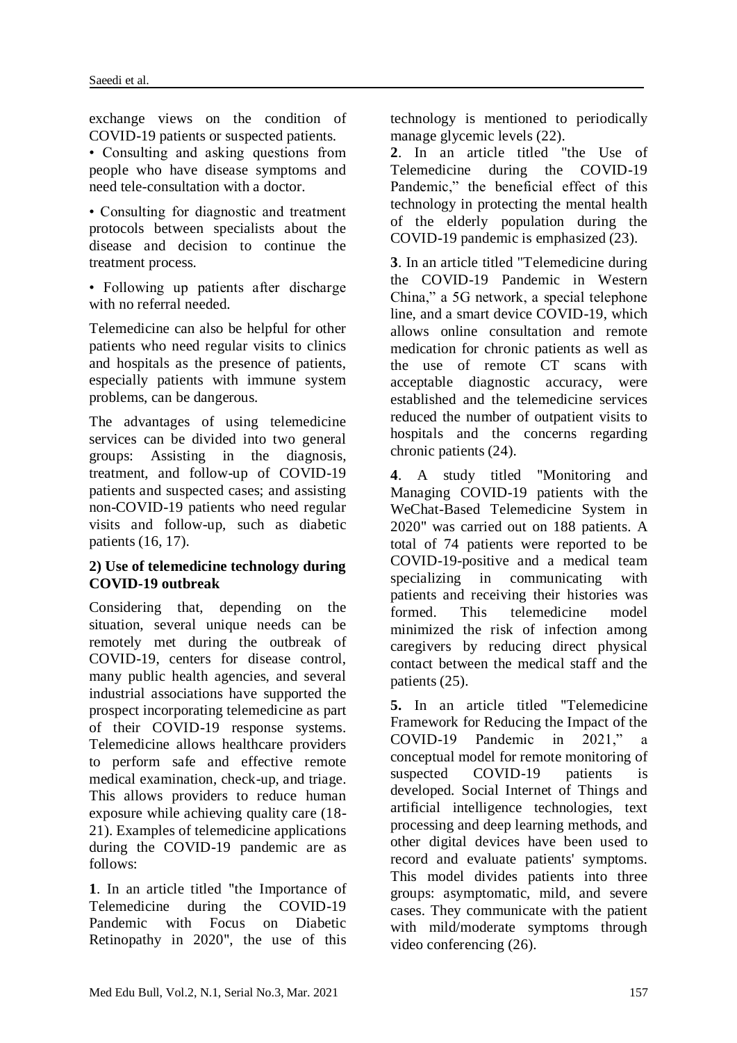exchange views on the condition of COVID-19 patients or suspected patients.

• Consulting and asking questions from people who have disease symptoms and need tele-consultation with a doctor.

• Consulting for diagnostic and treatment protocols between specialists about the disease and decision to continue the treatment process.

• Following up patients after discharge with no referral needed.

Telemedicine can also be helpful for other patients who need regular visits to clinics and hospitals as the presence of patients, especially patients with immune system problems, can be dangerous.

The advantages of using telemedicine services can be divided into two general groups: Assisting in the diagnosis, treatment, and follow-up of COVID-19 patients and suspected cases; and assisting non-COVID-19 patients who need regular visits and follow-up, such as diabetic patients (16, 17).

**2) Use of telemedicine technology during COVID-19 outbreak**

Considering that, depending on the situation, several unique needs can be remotely met during the outbreak of COVID-19, centers for disease control, many public health agencies, and several industrial associations have supported the prospect incorporating telemedicine as part of their COVID-19 response systems. Telemedicine allows healthcare providers to perform safe and effective remote medical examination, check-up, and triage. This allows providers to reduce human exposure while achieving quality care (18-21). Examples of telemedicine applications during the COVID-19 pandemic are as follows:

**1**. In an article titled "the Importance of Telemedicine during the COVID-19 Pandemic with Focus on Diabetic Retinopathy in 2020", the use of this technology is mentioned to periodically manage glycemic levels (22).

**2**. In an article titled "the Use of Telemedicine during the COVID-19 Pandemic," the beneficial effect of this technology in protecting the mental health of the elderly population during the COVID-19 pandemic is emphasized (23).

**3**. In an article titled "Telemedicine during the COVID-19 Pandemic in Western China," a 5G network, a special telephone line, and a smart device COVID-19, which allows online consultation and remote medication for chronic patients as well as the use of remote CT scans with acceptable diagnostic accuracy, were established and the telemedicine services reduced the number of outpatient visits to hospitals and the concerns regarding chronic patients (24).

**4**. A study titled "Monitoring and Managing COVID-19 patients with the WeChat-Based Telemedicine System in 2020" was carried out on 188 patients. A total of 74 patients were reported to be COVID-19-positive and a medical team specializing in communicating with patients and receiving their histories was formed. This telemedicine model minimized the risk of infection among caregivers by reducing direct physical contact between the medical staff and the patients (25).

**5.** In an article titled "Telemedicine Framework for Reducing the Impact of the COVID-19 Pandemic in 2021," a conceptual model for remote monitoring of suspected COVID-19 patients is developed. Social Internet of Things and artificial intelligence technologies, text processing and deep learning methods, and other digital devices have been used to record and evaluate patients' symptoms. This model divides patients into three groups: asymptomatic, mild, and severe cases. They communicate with the patient with mild/moderate symptoms through video conferencing (26).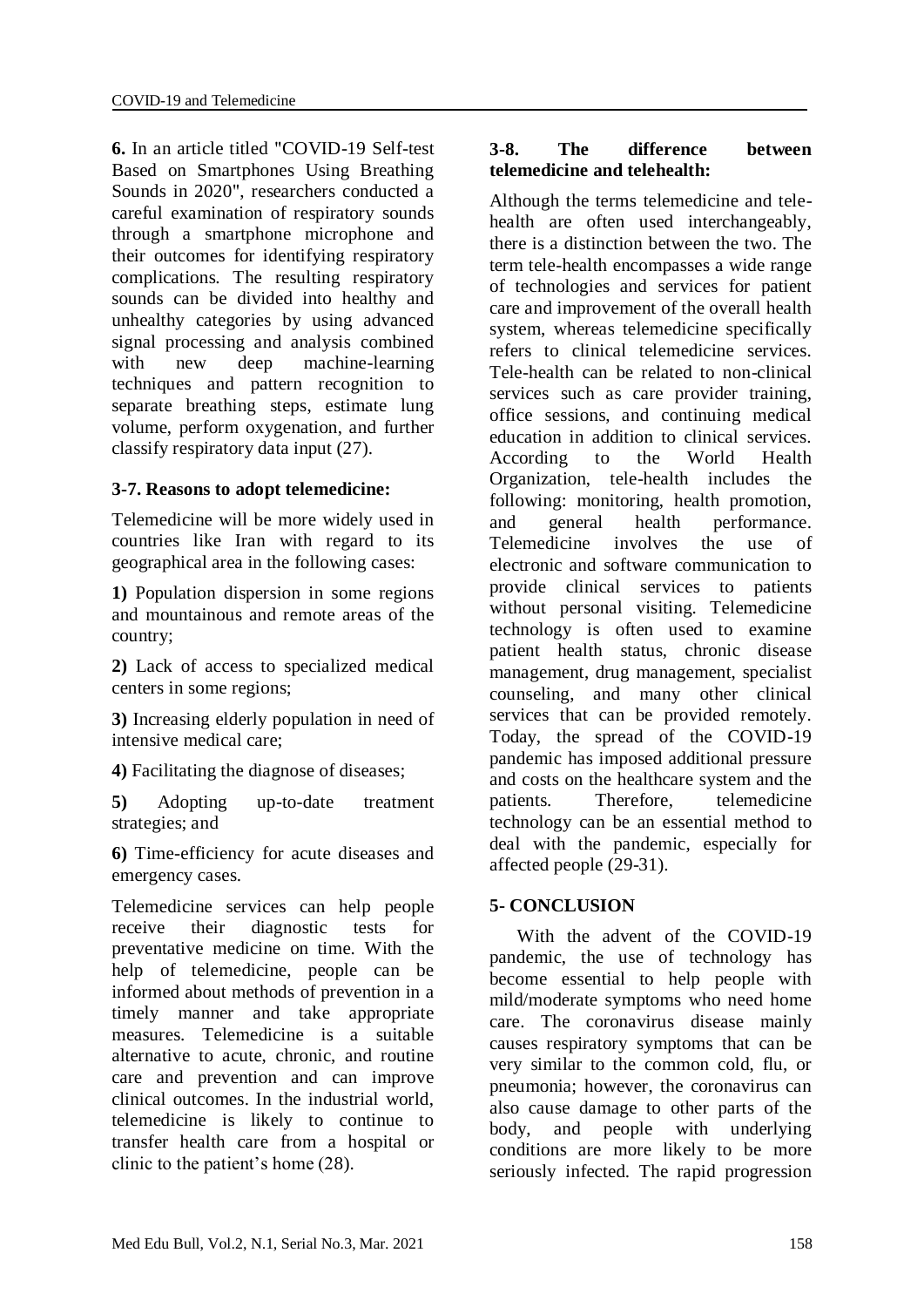**6.** In an article titled "COVID-19 Self-test Based on Smartphones Using Breathing Sounds in 2020", researchers conducted a careful examination of respiratory sounds through a smartphone microphone and their outcomes for identifying respiratory complications. The resulting respiratory sounds can be divided into healthy and unhealthy categories by using advanced signal processing and analysis combined with new deep machine-learning techniques and pattern recognition to separate breathing steps, estimate lung volume, perform oxygenation, and further classify respiratory data input (27).

### 3-7. Reasons to adopt telemedicine:

Telemedicine will be more widely used in countries like Iran with regard to its geographical area in the following cases:

**1)** Population dispersion in some regions and mountainous and remote areas of the country;

**2)** Lack of access to specialized medical centers in some regions;

**3)** Increasing elderly population in need of intensive medical care;

**4)** Facilitating the diagnose of diseases;

**5)** Adopting up-to-date treatment strategies; and

**6)** Time-efficiency for acute diseases and emergency cases.

Telemedicine services can help people receive their diagnostic tests for preventative medicine on time. With the help of telemedicine, people can be informed about methods of prevention in a timely manner and take appropriate measures. Telemedicine is a suitable alternative to acute, chronic, and routine care and prevention and can improve clinical outcomes. In the industrial world, telemedicine is likely to continue to transfer health care from a hospital or clinic to the patient's home (28).

### 3-8. The difference between telemedicine and telehealth:

Although the terms telemedicine and tele-health are often used interchangeably, there is a distinction between the two. The term tele-health encompasses a wide range of technologies and services for patient care and improvement of the overall health system, whereas telemedicine specifically refers to clinical telemedicine services. Tele-health can be related to non-clinical services such as care provider training, office sessions, and continuing medical education in addition to clinical services. According to the World Health Organization, tele-health includes the following: monitoring, health promotion, and general health performance. Telemedicine involves the use of electronic and software communication to provide clinical services to patients without personal visiting. Telemedicine technology is often used to examine patient health status, chronic disease management, drug management, specialist counseling, and many other clinical services that can be provided remotely. Today, the spread of the COVID-19 pandemic has imposed additional pressure and costs on the healthcare system and the patients. Therefore, telemedicine technology can be an essential method to deal with the pandemic, especially for affected people (29-31).

## 5- CONCLUSION

With the advent of the COVID-19 pandemic, the use of technology has become essential to help people with mild/moderate symptoms who need home care. The coronavirus disease mainly causes respiratory symptoms that can be very similar to the common cold, flu, or pneumonia; however, the coronavirus can also cause damage to other parts of the body, and people with underlying conditions are more likely to be more seriously infected. The rapid progression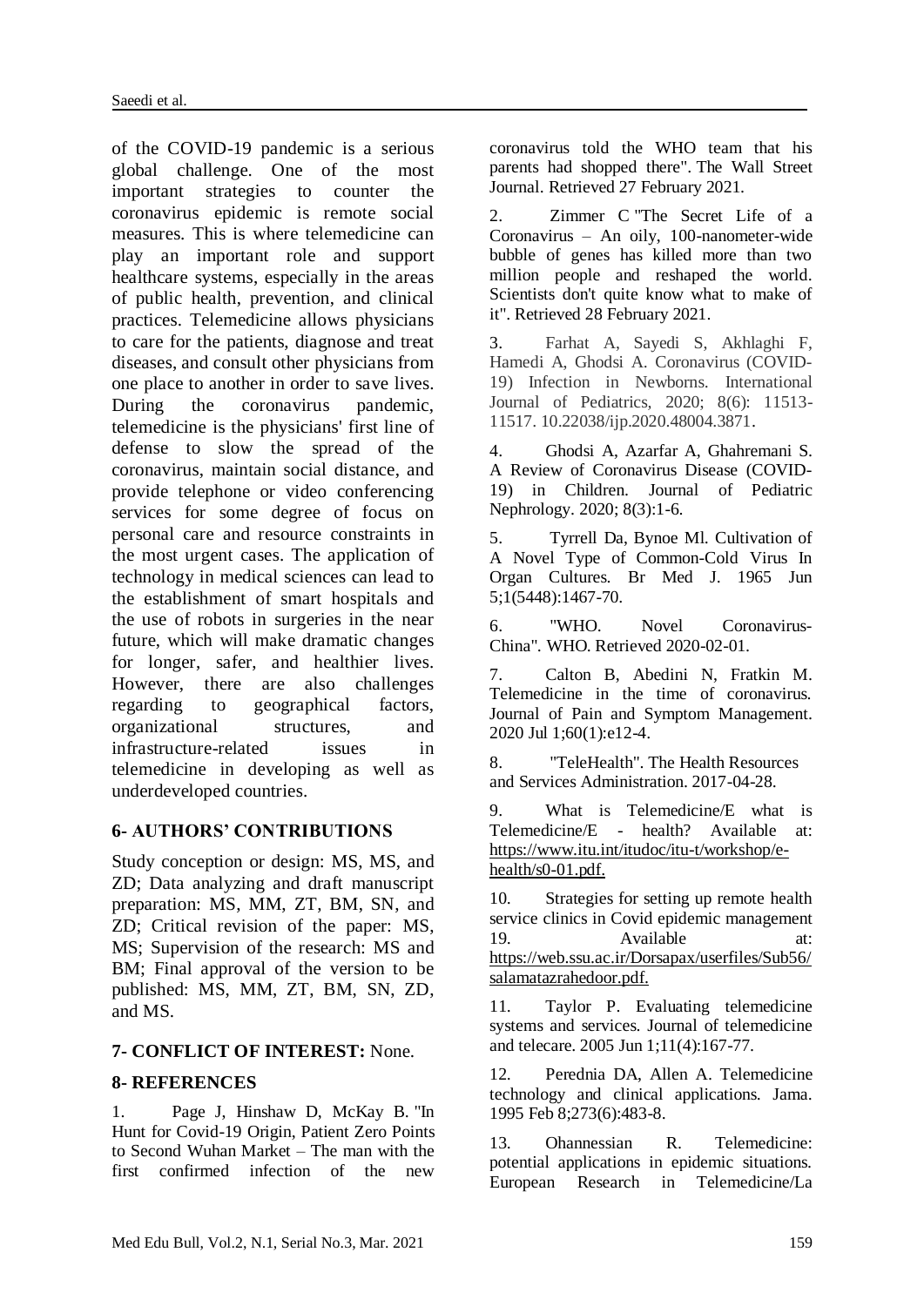of the COVID-19 pandemic is a serious global challenge. One of the most important strategies to counter the coronavirus epidemic is remote social measures. This is where telemedicine can play an important role and support healthcare systems, especially in the areas of public health, prevention, and clinical practices. Telemedicine allows physicians to care for the patients, diagnose and treat diseases, and consult other physicians from one place to another in order to save lives. During the coronavirus pandemic, telemedicine is the physicians' first line of defense to slow the spread of the coronavirus, maintain social distance, and provide telephone or video conferencing services for some degree of focus on personal care and resource constraints in the most urgent cases. The application of technology in medical sciences can lead to the establishment of smart hospitals and the use of robots in surgeries in the near future, which will make dramatic changes for longer, safer, and healthier lives. However, there are also challenges regarding to geographical factors, organizational structures, and infrastructure-related issues in telemedicine in developing as well as underdeveloped countries.

## 6- AUTHORS' CONTRIBUTIONS

Study conception or design: MS, MS, and ZD; Data analyzing and draft manuscript preparation: MS, MM, ZT, BM, SN, and ZD; Critical revision of the paper: MS, MS; Supervision of the research: MS and BM; Final approval of the version to be published: MS, MM, ZT, BM, SN, ZD, and MS.

## 7- CONFLICT OF INTEREST: None.

## 8- REFERENCES

1. Page J, Hinshaw D, McKay B. "In Hunt for Covid-19 Origin, Patient Zero Points to Second Wuhan Market – The man with the first confirmed infection of the new coronavirus told the WHO team that his parents had shopped there". The Wall Street Journal. Retrieved 27 February 2021.

2. Zimmer C "The Secret Life of a Coronavirus – An oily, 100-nanometer-wide bubble of genes has killed more than two million people and reshaped the world. Scientists don't quite know what to make of it". Retrieved 28 February 2021.

3. Farhat A, Sayedi S, Akhlaghi F, Hamedi A, Ghodsi A. Coronavirus (COVID-19) Infection in Newborns. International Journal of Pediatrics, 2020; 8(6): 11513-11517. 10.22038/ijp.2020.48004.3871.

4. Ghodsi A, Azarfar A, Ghahremani S. A Review of Coronavirus Disease (COVID-19) in Children. Journal of Pediatric Nephrology. 2020; 8(3):1-6.

5. Tyrrell Da, Bynoe Ml. Cultivation of A Novel Type of Common-Cold Virus In Organ Cultures. Br Med J. 1965 Jun 5;1(5448):1467-70.

6. "WHO. Novel Coronavirus-China". WHO. Retrieved 2020-02-01.

7. Calton B, Abedini N, Fratkin M. Telemedicine in the time of coronavirus. Journal of Pain and Symptom Management. 2020 Jul 1;60(1):e12-4.

8. "TeleHealth". The Health Resources and Services Administration. 2017-04-28.

9. What is Telemedicine/E what is Telemedicine/E - health? Available at: https://www.itu.int/itudoc/itu-t/workshop/e-health/s0-01.pdf.

10. Strategies for setting up remote health service clinics in Covid epidemic management 19. Available at: https://web.ssu.ac.ir/Dorsapax/userfiles/Sub56/salamatazrahedoor.pdf.

11. Taylor P. Evaluating telemedicine systems and services. Journal of telemedicine and telecare. 2005 Jun 1;11(4):167-77.

12. Perednia DA, Allen A. Telemedicine technology and clinical applications. Jama. 1995 Feb 8;273(6):483-8.

13. Ohannessian R. Telemedicine: potential applications in epidemic situations. European Research in Telemedicine/La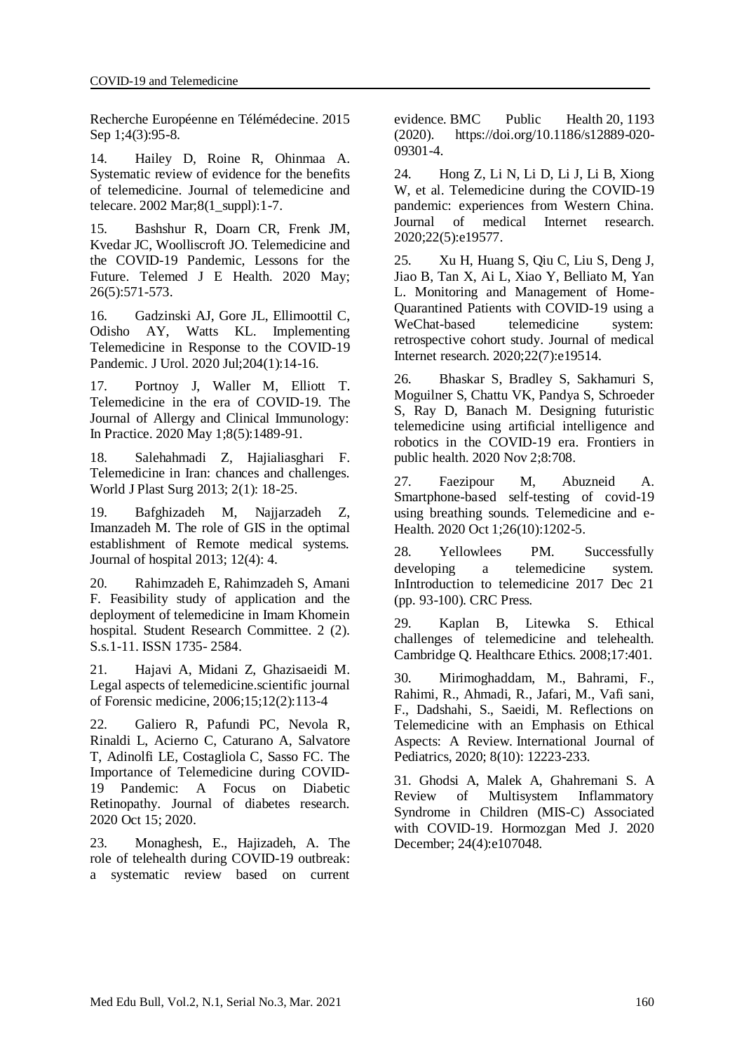Recherche Européenne en Télémédecine. 2015 Sep 1;4(3):95-8.

14. Hailey D, Roine R, Ohinmaa A. Systematic review of evidence for the benefits of telemedicine. Journal of telemedicine and telecare. 2002 Mar;8(1_suppl):1-7.

15. Bashshur R, Doarn CR, Frenk JM, Kvedar JC, Woolliscroft JO. Telemedicine and the COVID-19 Pandemic, Lessons for the Future. Telemed J E Health. 2020 May; 26(5):571-573.

16. Gadzinski AJ, Gore JL, Ellimoottil C, Odisho AY, Watts KL. Implementing Telemedicine in Response to the COVID-19 Pandemic. J Urol. 2020 Jul;204(1):14-16.

17. Portnoy J, Waller M, Elliott T. Telemedicine in the era of COVID-19. The Journal of Allergy and Clinical Immunology: In Practice. 2020 May 1;8(5):1489-91.

18. Salehahmadi Z, Hajialiasghari F. Telemedicine in Iran: chances and challenges. World J Plast Surg 2013; 2(1): 18-25.

19. Bafghizadeh M, Najjarzadeh Z, Imanzadeh M. The role of GIS in the optimal establishment of Remote medical systems. Journal of hospital 2013; 12(4): 4.

20. Rahimzadeh E, Rahimzadeh S, Amani F. Feasibility study of application and the deployment of telemedicine in Imam Khomein hospital. Student Research Committee. 2 (2). S.s.1-11. ISSN 1735- 2584.

21. Hajavi A, Midani Z, Ghazisaeidi M. Legal aspects of telemedicine.scientific journal of Forensic medicine, 2006;15;12(2):113-4

22. Galiero R, Pafundi PC, Nevola R, Rinaldi L, Acierno C, Caturano A, Salvatore T, Adinolfi LE, Costagliola C, Sasso FC. The Importance of Telemedicine during COVID-19 Pandemic: A Focus on Diabetic Retinopathy. Journal of diabetes research. 2020 Oct 15; 2020.

23. Monaghesh, E., Hajizadeh, A. The role of telehealth during COVID-19 outbreak: a systematic review based on current evidence. BMC Public Health 20, 1193 (2020). https://doi.org/10.1186/s12889-020-09301-4.

24. Hong Z, Li N, Li D, Li J, Li B, Xiong W, et al. Telemedicine during the COVID-19 pandemic: experiences from Western China. Journal of medical Internet research. 2020;22(5):e19577.

25. Xu H, Huang S, Qiu C, Liu S, Deng J, Jiao B, Tan X, Ai L, Xiao Y, Belliato M, Yan L. Monitoring and Management of Home-Quarantined Patients with COVID-19 using a WeChat-based telemedicine system: retrospective cohort study. Journal of medical Internet research. 2020;22(7):e19514.

26. Bhaskar S, Bradley S, Sakhamuri S, Moguilner S, Chattu VK, Pandya S, Schroeder S, Ray D, Banach M. Designing futuristic telemedicine using artificial intelligence and robotics in the COVID-19 era. Frontiers in public health. 2020 Nov 2;8:708.

27. Faezipour M, Abuzneid A. Smartphone-based self-testing of covid-19 using breathing sounds. Telemedicine and e-Health. 2020 Oct 1;26(10):1202-5.

28. Yellowlees PM. Successfully developing a telemedicine system. InIntroduction to telemedicine 2017 Dec 21 (pp. 93-100). CRC Press.

29. Kaplan B, Litewka S. Ethical challenges of telemedicine and telehealth. Cambridge Q. Healthcare Ethics. 2008;17:401.

30. Mirimoghaddam, M., Bahrami, F., Rahimi, R., Ahmadi, R., Jafari, M., Vafi sani, F., Dadshahi, S., Saeidi, M. Reflections on Telemedicine with an Emphasis on Ethical Aspects: A Review. International Journal of Pediatrics, 2020; 8(10): 12223-233.

31. Ghodsi A, Malek A, Ghahremani S. A Review of Multisystem Inflammatory Syndrome in Children (MIS-C) Associated with COVID-19. Hormozgan Med J. 2020 December; 24(4):e107048.